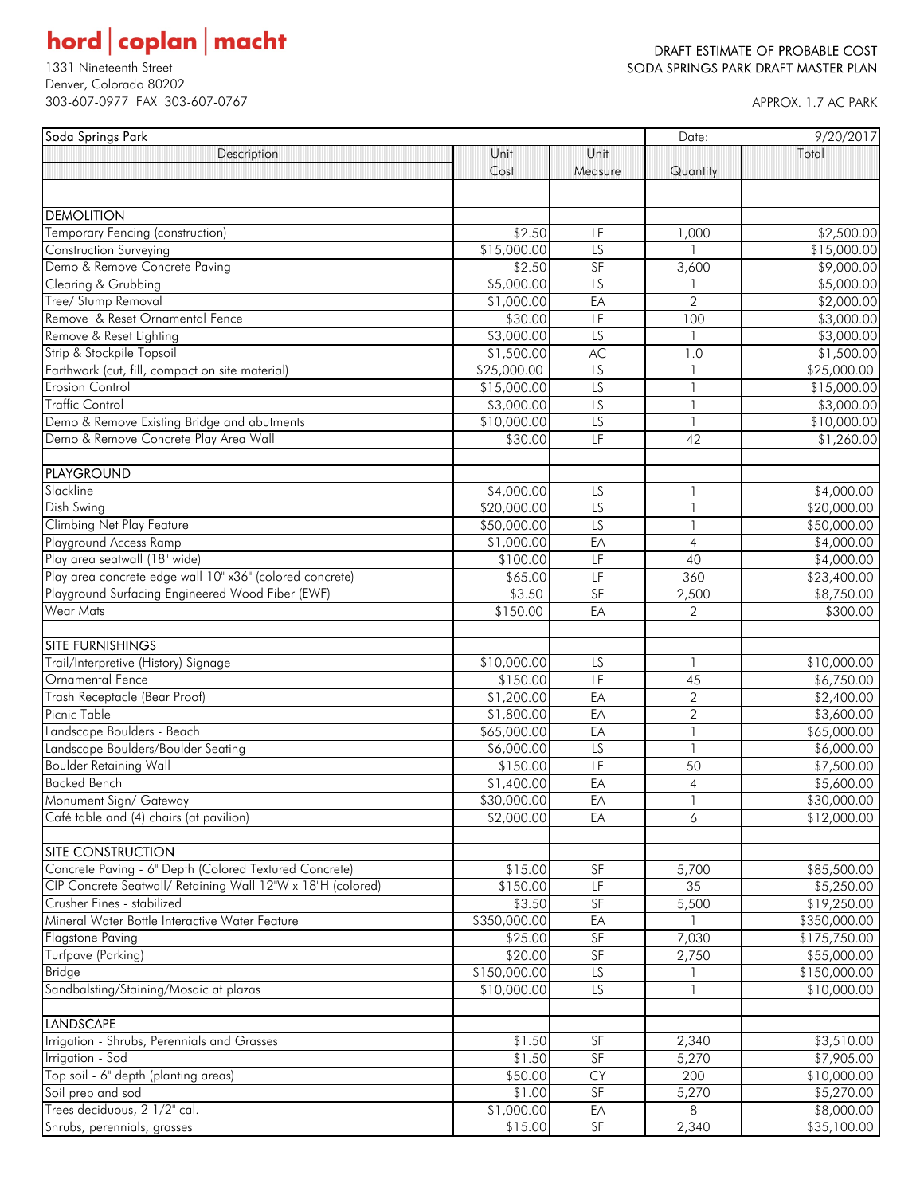hord | coplan | macht

1331 Nineteenth Street
Denver, Colorado 80202
303-607-0977 FAX 303-607-0767

DRAFT ESTIMATE OF PROBABLE COST
SODA SPRINGS PARK DRAFT MASTER PLAN

APPROX. 1.7 AC PARK

| Soda Springs Park | | | Date: | 9/20/2017 |
|---|---|---|---|---|
| Description | Unit Cost | Unit Measure | Quantity | Total |
| | | | | |
| **DEMOLITION** | | | | |
| Temporary Fencing (construction) | $2.50 | LF | 1,000 | $2,500.00 |
| Construction Surveying | $15,000.00 | LS | 1 | $15,000.00 |
| Demo & Remove Concrete Paving | $2.50 | SF | 3,600 | $9,000.00 |
| Clearing & Grubbing | $5,000.00 | LS | 1 | $5,000.00 |
| Tree/ Stump Removal | $1,000.00 | EA | 2 | $2,000.00 |
| Remove & Reset Ornamental Fence | $30.00 | LF | 100 | $3,000.00 |
| Remove & Reset Lighting | $3,000.00 | LS | 1 | $3,000.00 |
| Strip & Stockpile Topsoil | $1,500.00 | AC | 1.0 | $1,500.00 |
| Earthwork (cut, fill, compact on site material) | $25,000.00 | LS | 1 | $25,000.00 |
| Erosion Control | $15,000.00 | LS | 1 | $15,000.00 |
| Traffic Control | $3,000.00 | LS | 1 | $3,000.00 |
| Demo & Remove Existing Bridge and abutments | $10,000.00 | LS | 1 | $10,000.00 |
| Demo & Remove Concrete Play Area Wall | $30.00 | LF | 42 | $1,260.00 |
| | | | | |
| **PLAYGROUND** | | | | |
| Slackline | $4,000.00 | LS | 1 | $4,000.00 |
| Dish Swing | $20,000.00 | LS | 1 | $20,000.00 |
| Climbing Net Play Feature | $50,000.00 | LS | 1 | $50,000.00 |
| Playground Access Ramp | $1,000.00 | EA | 4 | $4,000.00 |
| Play area seatwall (18" wide) | $100.00 | LF | 40 | $4,000.00 |
| Play area concrete edge wall 10" x36" (colored concrete) | $65.00 | LF | 360 | $23,400.00 |
| Playground Surfacing Engineered Wood Fiber (EWF) | $3.50 | SF | 2,500 | $8,750.00 |
| Wear Mats | $150.00 | EA | 2 | $300.00 |
| | | | | |
| **SITE FURNISHINGS** | | | | |
| Trail/Interpretive (History) Signage | $10,000.00 | LS | 1 | $10,000.00 |
| Ornamental Fence | $150.00 | LF | 45 | $6,750.00 |
| Trash Receptacle (Bear Proof) | $1,200.00 | EA | 2 | $2,400.00 |
| Picnic Table | $1,800.00 | EA | 2 | $3,600.00 |
| Landscape Boulders - Beach | $65,000.00 | EA | 1 | $65,000.00 |
| Landscape Boulders/Boulder Seating | $6,000.00 | LS | 1 | $6,000.00 |
| Boulder Retaining Wall | $150.00 | LF | 50 | $7,500.00 |
| Backed Bench | $1,400.00 | EA | 4 | $5,600.00 |
| Monument Sign/ Gateway | $30,000.00 | EA | 1 | $30,000.00 |
| Café table and (4) chairs (at pavilion) | $2,000.00 | EA | 6 | $12,000.00 |
| | | | | |
| **SITE CONSTRUCTION** | | | | |
| Concrete Paving - 6" Depth (Colored Textured Concrete) | $15.00 | SF | 5,700 | $85,500.00 |
| CIP Concrete Seatwall/ Retaining Wall 12"W x 18"H (colored) | $150.00 | LF | 35 | $5,250.00 |
| Crusher Fines - stabilized | $3.50 | SF | 5,500 | $19,250.00 |
| Mineral Water Bottle Interactive Water Feature | $350,000.00 | EA | 1 | $350,000.00 |
| Flagstone Paving | $25.00 | SF | 7,030 | $175,750.00 |
| Turfpave (Parking) | $20.00 | SF | 2,750 | $55,000.00 |
| Bridge | $150,000.00 | LS | 1 | $150,000.00 |
| Sandbalsting/Staining/Mosaic at plazas | $10,000.00 | LS | 1 | $10,000.00 |
| | | | | |
| **LANDSCAPE** | | | | |
| Irrigation - Shrubs, Perennials and Grasses | $1.50 | SF | 2,340 | $3,510.00 |
| Irrigation - Sod | $1.50 | SF | 5,270 | $7,905.00 |
| Top soil - 6" depth (planting areas) | $50.00 | CY | 200 | $10,000.00 |
| Soil prep and sod | $1.00 | SF | 5,270 | $5,270.00 |
| Trees deciduous, 2 1/2" cal. | $1,000.00 | EA | 8 | $8,000.00 |
| Shrubs, perennials, grasses | $15.00 | SF | 2,340 | $35,100.00 |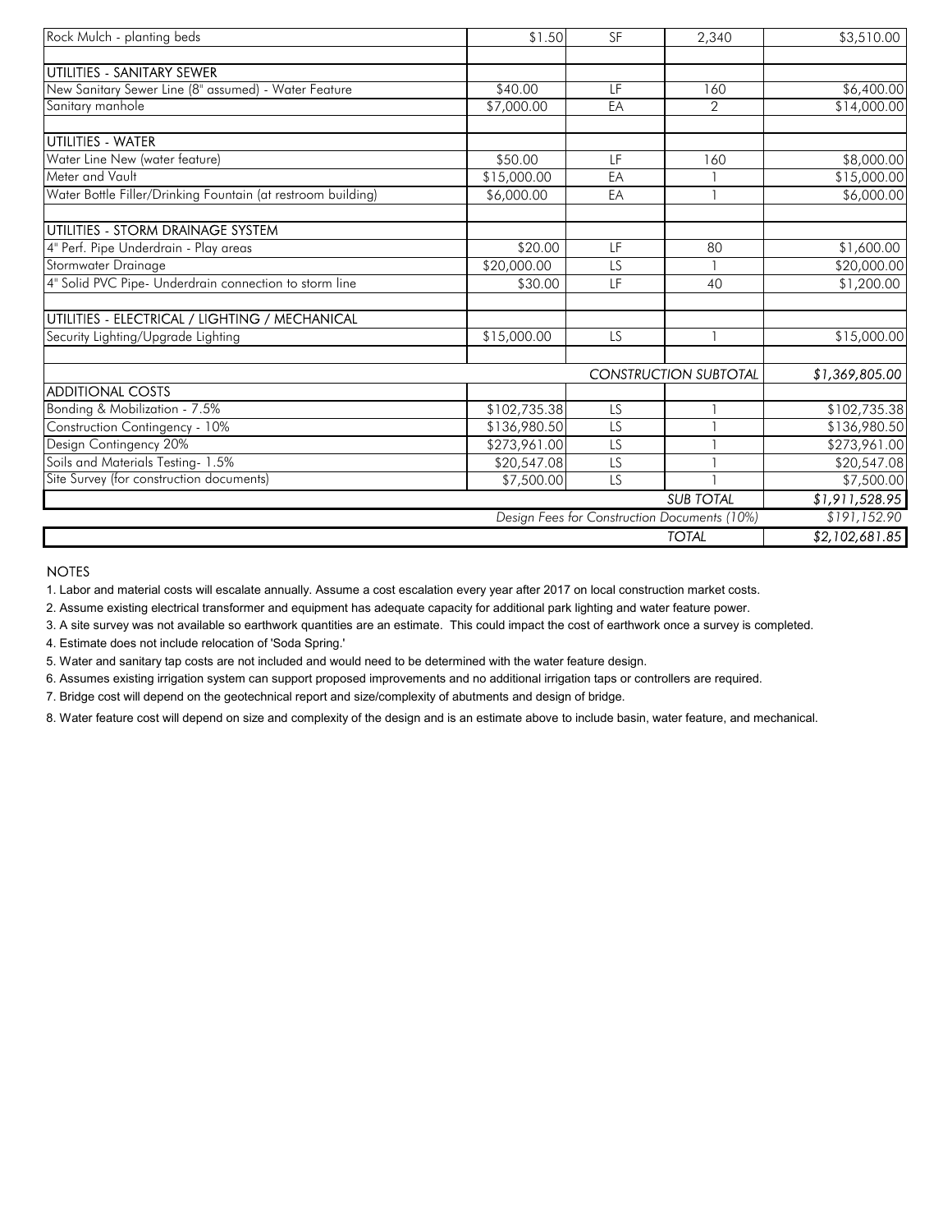| | | | | |
|---|---|---|---|---|
| Rock Mulch - planting beds | $1.50 | SF | 2,340 | $3,510.00 |
| | | | | |
| UTILITIES - SANITARY SEWER | | | | |
| New Sanitary Sewer Line (8" assumed) - Water Feature | $40.00 | LF | 160 | $6,400.00 |
| Sanitary manhole | $7,000.00 | EA | 2 | $14,000.00 |
| | | | | |
| UTILITIES - WATER | | | | |
| Water Line New (water feature) | $50.00 | LF | 160 | $8,000.00 |
| Meter and Vault | $15,000.00 | EA | 1 | $15,000.00 |
| Water Bottle Filler/Drinking Fountain (at restroom building) | $6,000.00 | EA | 1 | $6,000.00 |
| | | | | |
| UTILITIES - STORM DRAINAGE SYSTEM | | | | |
| 4" Perf. Pipe Underdrain - Play areas | $20.00 | LF | 80 | $1,600.00 |
| Stormwater Drainage | $20,000.00 | LS | 1 | $20,000.00 |
| 4" Solid PVC Pipe- Underdrain connection to storm line | $30.00 | LF | 40 | $1,200.00 |
| | | | | |
| UTILITIES - ELECTRICAL / LIGHTING / MECHANICAL | | | | |
| Security Lighting/Upgrade Lighting | $15,000.00 | LS | 1 | $15,000.00 |
| | | | | |
| | | | *CONSTRUCTION SUBTOTAL* | *$1,369,805.00* |
| ADDITIONAL COSTS | | | | |
| Bonding & Mobilization - 7.5% | $102,735.38 | LS | 1 | $102,735.38 |
| Construction Contingency - 10% | $136,980.50 | LS | 1 | $136,980.50 |
| Design Contingency 20% | $273,961.00 | LS | 1 | $273,961.00 |
| Soils and Materials Testing- 1.5% | $20,547.08 | LS | 1 | $20,547.08 |
| Site Survey (for construction documents) | $7,500.00 | LS | 1 | $7,500.00 |
| | | | *SUB TOTAL* | *$1,911,528.95* |
| | | *Design Fees for Construction Documents (10%)* | | *$191,152.90* |
| | | | *TOTAL* | *$2,102,681.85* |

NOTES

1. Labor and material costs will escalate annually. Assume a cost escalation every year after 2017 on local construction market costs.
2. Assume existing electrical transformer and equipment has adequate capacity for additional park lighting and water feature power.
3. A site survey was not available so earthwork quantities are an estimate. This could impact the cost of earthwork once a survey is completed.
4. Estimate does not include relocation of 'Soda Spring.'
5. Water and sanitary tap costs are not included and would need to be determined with the water feature design.
6. Assumes existing irrigation system can support proposed improvements and no additional irrigation taps or controllers are required.
7. Bridge cost will depend on the geotechnical report and size/complexity of abutments and design of bridge.
8. Water feature cost will depend on size and complexity of the design and is an estimate above to include basin, water feature, and mechanical.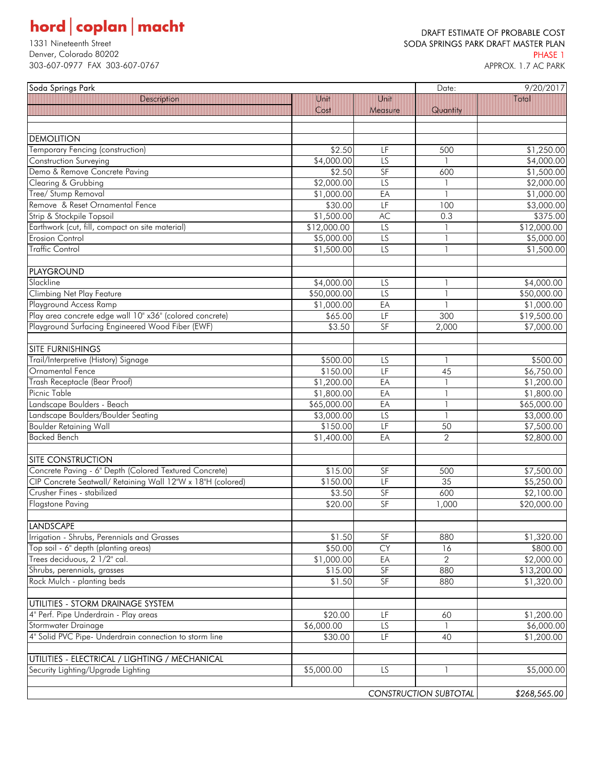**hord | coplan | macht**

1331 Nineteenth Street
Denver, Colorado 80202
303-607-0977 FAX 303-607-0767

DRAFT ESTIMATE OF PROBABLE COST
SODA SPRINGS PARK DRAFT MASTER PLAN
PHASE 1
APPROX. 1.7 AC PARK

| Soda Springs Park | | | Date: | 9/20/2017 |
|---|---|---|---|---|
| Description | Unit Cost | Unit Measure | Quantity | Total |
| | | | | |
| **DEMOLITION** | | | | |
| Temporary Fencing (construction) | $2.50 | LF | 500 | $1,250.00 |
| Construction Surveying | $4,000.00 | LS | 1 | $4,000.00 |
| Demo & Remove Concrete Paving | $2.50 | SF | 600 | $1,500.00 |
| Clearing & Grubbing | $2,000.00 | LS | 1 | $2,000.00 |
| Tree/ Stump Removal | $1,000.00 | EA | 1 | $1,000.00 |
| Remove & Reset Ornamental Fence | $30.00 | LF | 100 | $3,000.00 |
| Strip & Stockpile Topsoil | $1,500.00 | AC | 0.3 | $375.00 |
| Earthwork (cut, fill, compact on site material) | $12,000.00 | LS | 1 | $12,000.00 |
| Erosion Control | $5,000.00 | LS | 1 | $5,000.00 |
| Traffic Control | $1,500.00 | LS | 1 | $1,500.00 |
| | | | | |
| **PLAYGROUND** | | | | |
| Slackline | $4,000.00 | LS | 1 | $4,000.00 |
| Climbing Net Play Feature | $50,000.00 | LS | 1 | $50,000.00 |
| Playground Access Ramp | $1,000.00 | EA | 1 | $1,000.00 |
| Play area concrete edge wall 10" x36" (colored concrete) | $65.00 | LF | 300 | $19,500.00 |
| Playground Surfacing Engineered Wood Fiber (EWF) | $3.50 | SF | 2,000 | $7,000.00 |
| | | | | |
| **SITE FURNISHINGS** | | | | |
| Trail/Interpretive (History) Signage | $500.00 | LS | 1 | $500.00 |
| Ornamental Fence | $150.00 | LF | 45 | $6,750.00 |
| Trash Receptacle (Bear Proof) | $1,200.00 | EA | 1 | $1,200.00 |
| Picnic Table | $1,800.00 | EA | 1 | $1,800.00 |
| Landscape Boulders - Beach | $65,000.00 | EA | 1 | $65,000.00 |
| Landscape Boulders/Boulder Seating | $3,000.00 | LS | 1 | $3,000.00 |
| Boulder Retaining Wall | $150.00 | LF | 50 | $7,500.00 |
| Backed Bench | $1,400.00 | EA | 2 | $2,800.00 |
| | | | | |
| **SITE CONSTRUCTION** | | | | |
| Concrete Paving - 6" Depth (Colored Textured Concrete) | $15.00 | SF | 500 | $7,500.00 |
| CIP Concrete Seatwall/ Retaining Wall 12"W x 18"H (colored) | $150.00 | LF | 35 | $5,250.00 |
| Crusher Fines - stabilized | $3.50 | SF | 600 | $2,100.00 |
| Flagstone Paving | $20.00 | SF | 1,000 | $20,000.00 |
| | | | | |
| **LANDSCAPE** | | | | |
| Irrigation - Shrubs, Perennials and Grasses | $1.50 | SF | 880 | $1,320.00 |
| Top soil - 6" depth (planting areas) | $50.00 | CY | 16 | $800.00 |
| Trees deciduous, 2 1/2" cal. | $1,000.00 | EA | 2 | $2,000.00 |
| Shrubs, perennials, grasses | $15.00 | SF | 880 | $13,200.00 |
| Rock Mulch - planting beds | $1.50 | SF | 880 | $1,320.00 |
| | | | | |
| **UTILITIES - STORM DRAINAGE SYSTEM** | | | | |
| 4" Perf. Pipe Underdrain - Play areas | $20.00 | LF | 60 | $1,200.00 |
| Stormwater Drainage | $6,000.00 | LS | 1 | $6,000.00 |
| 4" Solid PVC Pipe- Underdrain connection to storm line | $30.00 | LF | 40 | $1,200.00 |
| | | | | |
| **UTILITIES - ELECTRICAL / LIGHTING / MECHANICAL** | | | | |
| Security Lighting/Upgrade Lighting | $5,000.00 | LS | 1 | $5,000.00 |
| | | | | |
| | | | *CONSTRUCTION SUBTOTAL* | ***$268,565.00*** |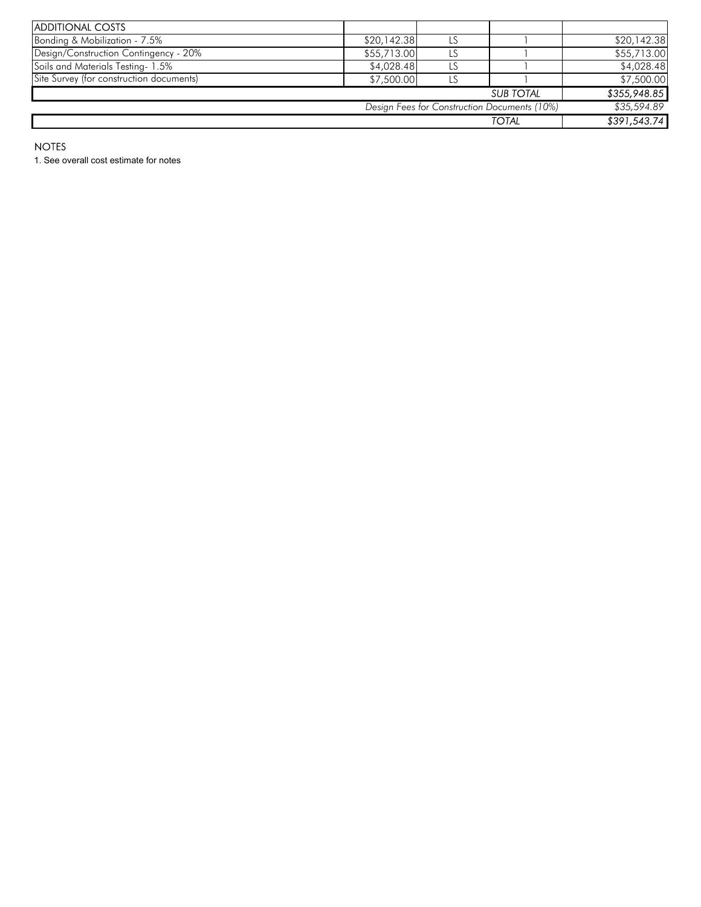| ADDITIONAL COSTS | | | | |
|---|---|---|---|---|
| Bonding & Mobilization - 7.5% | $20,142.38 | LS | 1 | $20,142.38 |
| Design/Construction Contingency - 20% | $55,713.00 | LS | 1 | $55,713.00 |
| Soils and Materials Testing- 1.5% | $4,028.48 | LS | 1 | $4,028.48 |
| Site Survey (for construction documents) | $7,500.00 | LS | 1 | $7,500.00 |
| | | | *SUB TOTAL* | *$355,948.85* |
| | | | *Design Fees for Construction Documents (10%)* | *$35,594.89* |
| | | | *TOTAL* | *$391,543.74* |

NOTES

1. See overall cost estimate for notes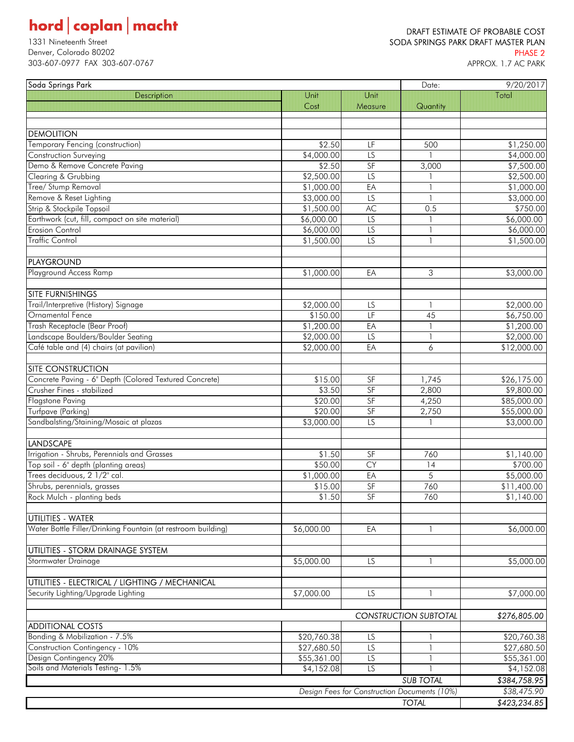**hord | coplan | macht**

1331 Nineteenth Street
Denver, Colorado 80202
303-607-0977 FAX 303-607-0767

DRAFT ESTIMATE OF PROBABLE COST
SODA SPRINGS PARK DRAFT MASTER PLAN
PHASE 2
APPROX. 1.7 AC PARK

| Soda Springs Park | | | Date: | 9/20/2017 |
|---|---|---|---|---|
| Description | Unit Cost | Unit Measure | Quantity | Total |
| | | | | |
| DEMOLITION | | | | |
| Temporary Fencing (construction) | $2.50 | LF | 500 | $1,250.00 |
| Construction Surveying | $4,000.00 | LS | 1 | $4,000.00 |
| Demo & Remove Concrete Paving | $2.50 | SF | 3,000 | $7,500.00 |
| Clearing & Grubbing | $2,500.00 | LS | 1 | $2,500.00 |
| Tree/ Stump Removal | $1,000.00 | EA | 1 | $1,000.00 |
| Remove & Reset Lighting | $3,000.00 | LS | 1 | $3,000.00 |
| Strip & Stockpile Topsoil | $1,500.00 | AC | 0.5 | $750.00 |
| Earthwork (cut, fill, compact on site material) | $6,000.00 | LS | 1 | $6,000.00 |
| Erosion Control | $6,000.00 | LS | 1 | $6,000.00 |
| Traffic Control | $1,500.00 | LS | 1 | $1,500.00 |
| | | | | |
| PLAYGROUND | | | | |
| Playground Access Ramp | $1,000.00 | EA | 3 | $3,000.00 |
| | | | | |
| SITE FURNISHINGS | | | | |
| Trail/Interpretive (History) Signage | $2,000.00 | LS | 1 | $2,000.00 |
| Ornamental Fence | $150.00 | LF | 45 | $6,750.00 |
| Trash Receptacle (Bear Proof) | $1,200.00 | EA | 1 | $1,200.00 |
| Landscape Boulders/Boulder Seating | $2,000.00 | LS | 1 | $2,000.00 |
| Café table and (4) chairs (at pavilion) | $2,000.00 | EA | 6 | $12,000.00 |
| | | | | |
| SITE CONSTRUCTION | | | | |
| Concrete Paving - 6" Depth (Colored Textured Concrete) | $15.00 | SF | 1,745 | $26,175.00 |
| Crusher Fines - stabilized | $3.50 | SF | 2,800 | $9,800.00 |
| Flagstone Paving | $20.00 | SF | 4,250 | $85,000.00 |
| Turfpave (Parking) | $20.00 | SF | 2,750 | $55,000.00 |
| Sandbalsting/Staining/Mosaic at plazas | $3,000.00 | LS | 1 | $3,000.00 |
| | | | | |
| LANDSCAPE | | | | |
| Irrigation - Shrubs, Perennials and Grasses | $1.50 | SF | 760 | $1,140.00 |
| Top soil - 6" depth (planting areas) | $50.00 | CY | 14 | $700.00 |
| Trees deciduous, 2 1/2" cal. | $1,000.00 | EA | 5 | $5,000.00 |
| Shrubs, perennials, grasses | $15.00 | SF | 760 | $11,400.00 |
| Rock Mulch - planting beds | $1.50 | SF | 760 | $1,140.00 |
| | | | | |
| UTILITIES - WATER | | | | |
| Water Bottle Filler/Drinking Fountain (at restroom building) | $6,000.00 | EA | 1 | $6,000.00 |
| | | | | |
| UTILITIES - STORM DRAINAGE SYSTEM | | | | |
| Stormwater Drainage | $5,000.00 | LS | 1 | $5,000.00 |
| | | | | |
| UTILITIES - ELECTRICAL / LIGHTING / MECHANICAL | | | | |
| Security Lighting/Upgrade Lighting | $7,000.00 | LS | 1 | $7,000.00 |
| | | | | |
| | | *CONSTRUCTION SUBTOTAL* | | *$276,805.00* |
| ADDITIONAL COSTS | | | | |
| Bonding & Mobilization - 7.5% | $20,760.38 | LS | 1 | $20,760.38 |
| Construction Contingency - 10% | $27,680.50 | LS | 1 | $27,680.50 |
| Design Contingency 20% | $55,361.00 | LS | 1 | $55,361.00 |
| Soils and Materials Testing- 1.5% | $4,152.08 | LS | 1 | $4,152.08 |
| | | | *SUB TOTAL* | *$384,758.95* |
| | *Design Fees for Construction Documents (10%)* | | | *$38,475.90* |
| | | | *TOTAL* | *$423,234.85* |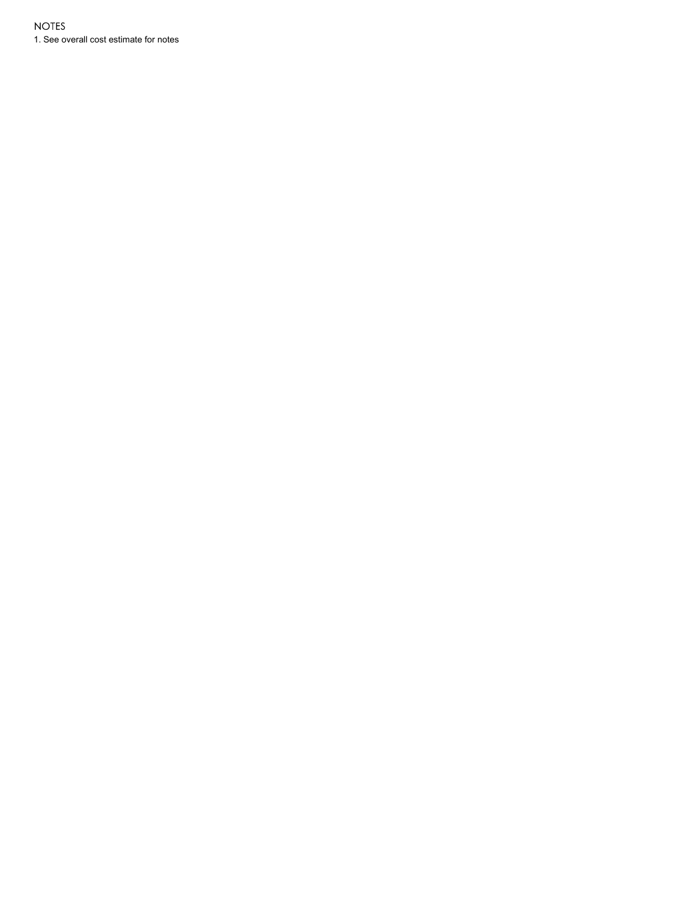NOTES

1. See overall cost estimate for notes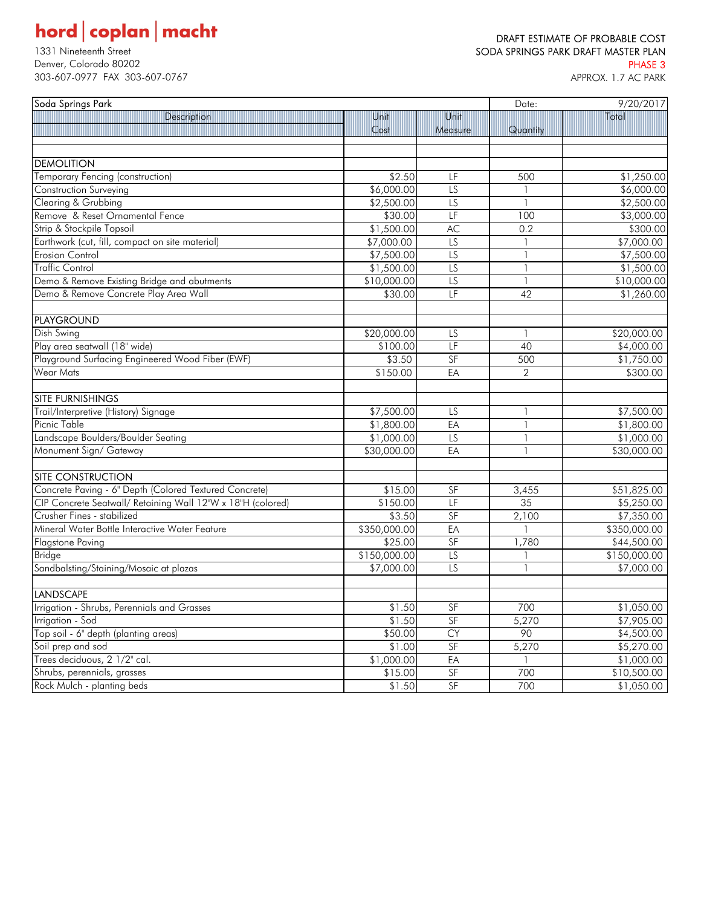hord | coplan | macht

1331 Nineteenth Street
Denver, Colorado 80202
303-607-0977 FAX 303-607-0767

DRAFT ESTIMATE OF PROBABLE COST
SODA SPRINGS PARK DRAFT MASTER PLAN
PHASE 3
APPROX. 1.7 AC PARK

| Soda Springs Park | | | Date: | 9/20/2017 |
|---|---|---|---|---|
| Description | Unit Cost | Unit Measure | Quantity | Total |
| | | | | |
| DEMOLITION | | | | |
| Temporary Fencing (construction) | $2.50 | LF | 500 | $1,250.00 |
| Construction Surveying | $6,000.00 | LS | 1 | $6,000.00 |
| Clearing & Grubbing | $2,500.00 | LS | 1 | $2,500.00 |
| Remove & Reset Ornamental Fence | $30.00 | LF | 100 | $3,000.00 |
| Strip & Stockpile Topsoil | $1,500.00 | AC | 0.2 | $300.00 |
| Earthwork (cut, fill, compact on site material) | $7,000.00 | LS | 1 | $7,000.00 |
| Erosion Control | $7,500.00 | LS | 1 | $7,500.00 |
| Traffic Control | $1,500.00 | LS | 1 | $1,500.00 |
| Demo & Remove Existing Bridge and abutments | $10,000.00 | LS | 1 | $10,000.00 |
| Demo & Remove Concrete Play Area Wall | $30.00 | LF | 42 | $1,260.00 |
| | | | | |
| PLAYGROUND | | | | |
| Dish Swing | $20,000.00 | LS | 1 | $20,000.00 |
| Play area seatwall (18" wide) | $100.00 | LF | 40 | $4,000.00 |
| Playground Surfacing Engineered Wood Fiber (EWF) | $3.50 | SF | 500 | $1,750.00 |
| Wear Mats | $150.00 | EA | 2 | $300.00 |
| | | | | |
| SITE FURNISHINGS | | | | |
| Trail/Interpretive (History) Signage | $7,500.00 | LS | 1 | $7,500.00 |
| Picnic Table | $1,800.00 | EA | 1 | $1,800.00 |
| Landscape Boulders/Boulder Seating | $1,000.00 | LS | 1 | $1,000.00 |
| Monument Sign/ Gateway | $30,000.00 | EA | 1 | $30,000.00 |
| | | | | |
| SITE CONSTRUCTION | | | | |
| Concrete Paving - 6" Depth (Colored Textured Concrete) | $15.00 | SF | 3,455 | $51,825.00 |
| CIP Concrete Seatwall/ Retaining Wall 12"W x 18"H (colored) | $150.00 | LF | 35 | $5,250.00 |
| Crusher Fines - stabilized | $3.50 | SF | 2,100 | $7,350.00 |
| Mineral Water Bottle Interactive Water Feature | $350,000.00 | EA | 1 | $350,000.00 |
| Flagstone Paving | $25.00 | SF | 1,780 | $44,500.00 |
| Bridge | $150,000.00 | LS | 1 | $150,000.00 |
| Sandbalsting/Staining/Mosaic at plazas | $7,000.00 | LS | 1 | $7,000.00 |
| | | | | |
| LANDSCAPE | | | | |
| Irrigation - Shrubs, Perennials and Grasses | $1.50 | SF | 700 | $1,050.00 |
| Irrigation - Sod | $1.50 | SF | 5,270 | $7,905.00 |
| Top soil - 6" depth (planting areas) | $50.00 | CY | 90 | $4,500.00 |
| Soil prep and sod | $1.00 | SF | 5,270 | $5,270.00 |
| Trees deciduous, 2 1/2" cal. | $1,000.00 | EA | 1 | $1,000.00 |
| Shrubs, perennials, grasses | $15.00 | SF | 700 | $10,500.00 |
| Rock Mulch - planting beds | $1.50 | SF | 700 | $1,050.00 |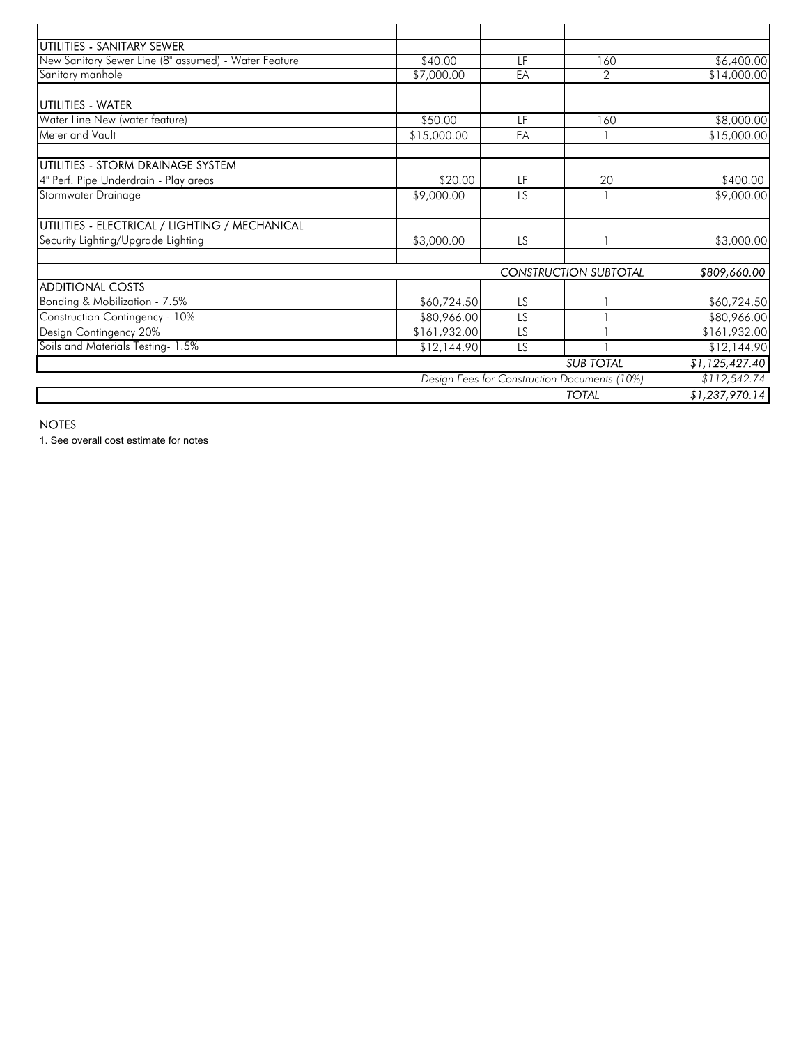| | | | | |
|---|---|---|---|---|
| UTILITIES - SANITARY SEWER | | | | |
| New Sanitary Sewer Line (8" assumed) - Water Feature | $40.00 | LF | 160 | $6,400.00 |
| Sanitary manhole | $7,000.00 | EA | 2 | $14,000.00 |
| | | | | |
| UTILITIES - WATER | | | | |
| Water Line New (water feature) | $50.00 | LF | 160 | $8,000.00 |
| Meter and Vault | $15,000.00 | EA | 1 | $15,000.00 |
| | | | | |
| UTILITIES - STORM DRAINAGE SYSTEM | | | | |
| 4" Perf. Pipe Underdrain - Play areas | $20.00 | LF | 20 | $400.00 |
| Stormwater Drainage | $9,000.00 | LS | 1 | $9,000.00 |
| | | | | |
| UTILITIES - ELECTRICAL / LIGHTING / MECHANICAL | | | | |
| Security Lighting/Upgrade Lighting | $3,000.00 | LS | 1 | $3,000.00 |
| | | | | |
| | | | *CONSTRUCTION SUBTOTAL* | *$809,660.00* |
| ADDITIONAL COSTS | | | | |
| Bonding & Mobilization - 7.5% | $60,724.50 | LS | 1 | $60,724.50 |
| Construction Contingency - 10% | $80,966.00 | LS | 1 | $80,966.00 |
| Design Contingency 20% | $161,932.00 | LS | 1 | $161,932.00 |
| Soils and Materials Testing- 1.5% | $12,144.90 | LS | 1 | $12,144.90 |
| | | | *SUB TOTAL* | *$1,125,427.40* |
| | | | *Design Fees for Construction Documents (10%)* | *$112,542.74* |
| | | | *TOTAL* | *$1,237,970.14* |

NOTES

1. See overall cost estimate for notes